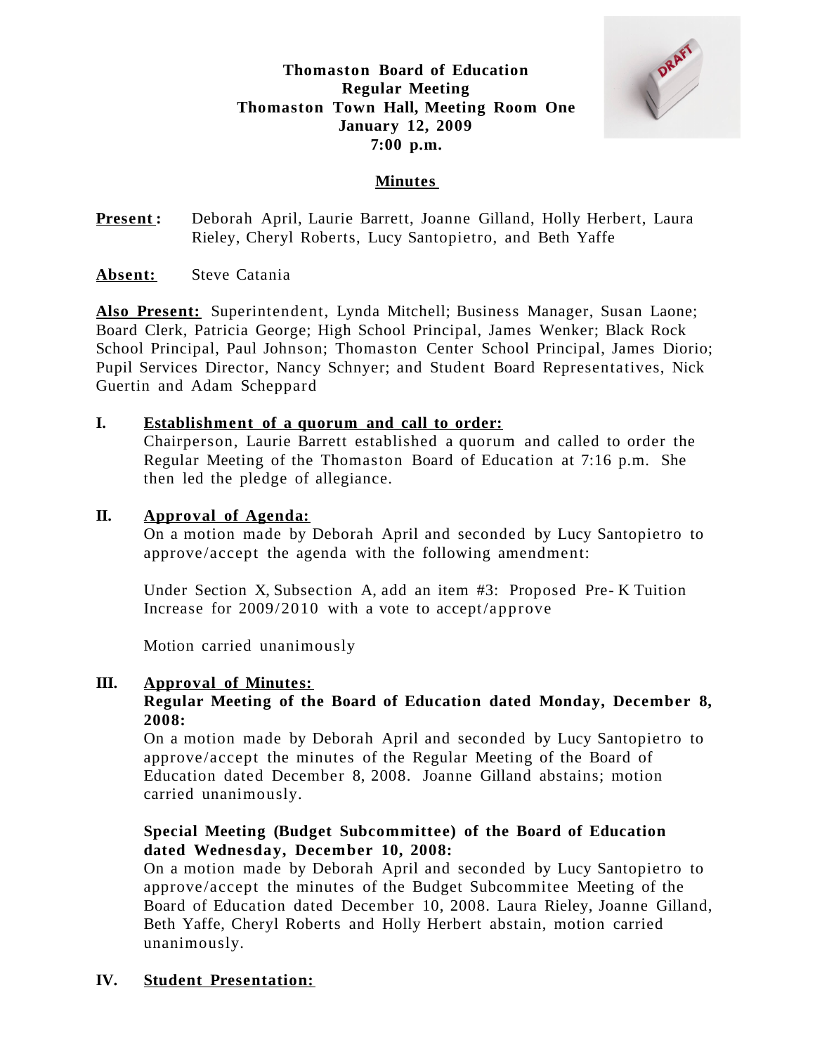# Thomaston Board of Education
## Regular Meeting
## Thomaston Town Hall, Meeting Room One
## January 12, 2009
## 7:00 p.m.

## Minutes

**Present:** Deborah April, Laurie Barrett, Joanne Gilland, Holly Herbert, Laura Rieley, Cheryl Roberts, Lucy Santopietro, and Beth Yaffe

**Absent:** Steve Catania

**Also Present:** Superintendent, Lynda Mitchell; Business Manager, Susan Laone; Board Clerk, Patricia George; High School Principal, James Wenker; Black Rock School Principal, Paul Johnson; Thomaston Center School Principal, James Diorio; Pupil Services Director, Nancy Schnyer; and Student Board Representatives, Nick Guertin and Adam Scheppard

**I. Establishment of a quorum and call to order:**

Chairperson, Laurie Barrett established a quorum and called to order the Regular Meeting of the Thomaston Board of Education at 7:16 p.m. She then led the pledge of allegiance.

**II. Approval of Agenda:**

On a motion made by Deborah April and seconded by Lucy Santopietro to approve/accept the agenda with the following amendment:

Under Section X, Subsection A, add an item #3: Proposed Pre- K Tuition Increase for 2009/2010 with a vote to accept/approve

Motion carried unanimously

**III. Approval of Minutes:**

**Regular Meeting of the Board of Education dated Monday, December 8, 2008:**

On a motion made by Deborah April and seconded by Lucy Santopietro to approve/accept the minutes of the Regular Meeting of the Board of Education dated December 8, 2008. Joanne Gilland abstains; motion carried unanimously.

**Special Meeting (Budget Subcommittee) of the Board of Education dated Wednesday, December 10, 2008:**

On a motion made by Deborah April and seconded by Lucy Santopietro to approve/accept the minutes of the Budget Subcommitee Meeting of the Board of Education dated December 10, 2008. Laura Rieley, Joanne Gilland, Beth Yaffe, Cheryl Roberts and Holly Herbert abstain, motion carried unanimously.

**IV. Student Presentation:**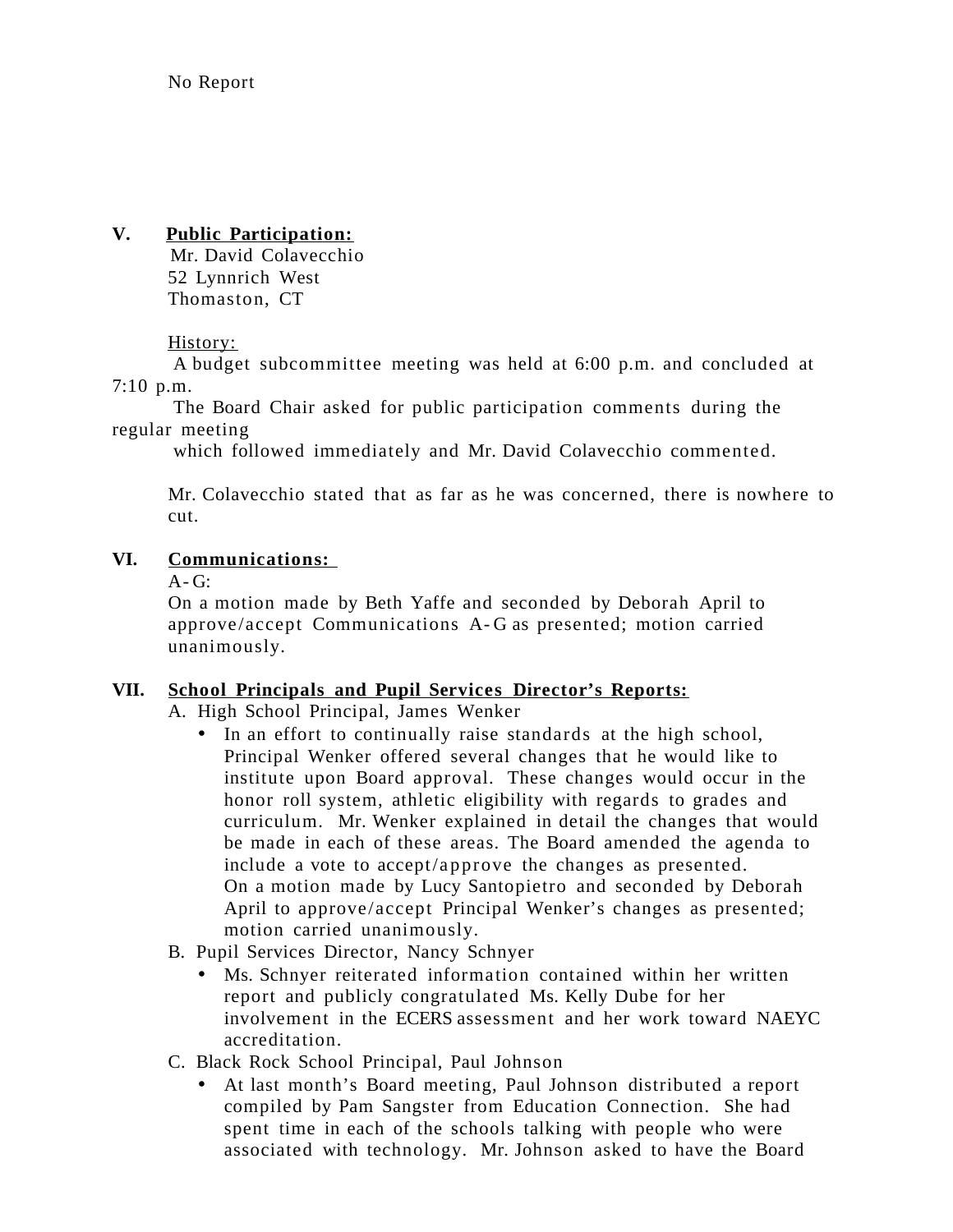No Report

**V. <u>Public Participation:</u>**

Mr. David Colavecchio
52 Lynnrich West
Thomaston, CT

<u>History:</u>

A budget subcommittee meeting was held at 6:00 p.m. and concluded at 7:10 p.m.

The Board Chair asked for public participation comments during the regular meeting which followed immediately and Mr. David Colavecchio commented.

Mr. Colavecchio stated that as far as he was concerned, there is nowhere to cut.

**VI. <u>Communications:</u>**

A-G:
On a motion made by Beth Yaffe and seconded by Deborah April to approve/accept Communications A-G as presented; motion carried unanimously.

**VII. <u>School Principals and Pupil Services Director's Reports:</u>**

A. High School Principal, James Wenker

- In an effort to continually raise standards at the high school, Principal Wenker offered several changes that he would like to institute upon Board approval. These changes would occur in the honor roll system, athletic eligibility with regards to grades and curriculum. Mr. Wenker explained in detail the changes that would be made in each of these areas. The Board amended the agenda to include a vote to accept/approve the changes as presented.
  On a motion made by Lucy Santopietro and seconded by Deborah April to approve/accept Principal Wenker's changes as presented; motion carried unanimously.

B. Pupil Services Director, Nancy Schnyer

- Ms. Schnyer reiterated information contained within her written report and publicly congratulated Ms. Kelly Dube for her involvement in the ECERS assessment and her work toward NAEYC accreditation.

C. Black Rock School Principal, Paul Johnson

- At last month's Board meeting, Paul Johnson distributed a report compiled by Pam Sangster from Education Connection. She had spent time in each of the schools talking with people who were associated with technology. Mr. Johnson asked to have the Board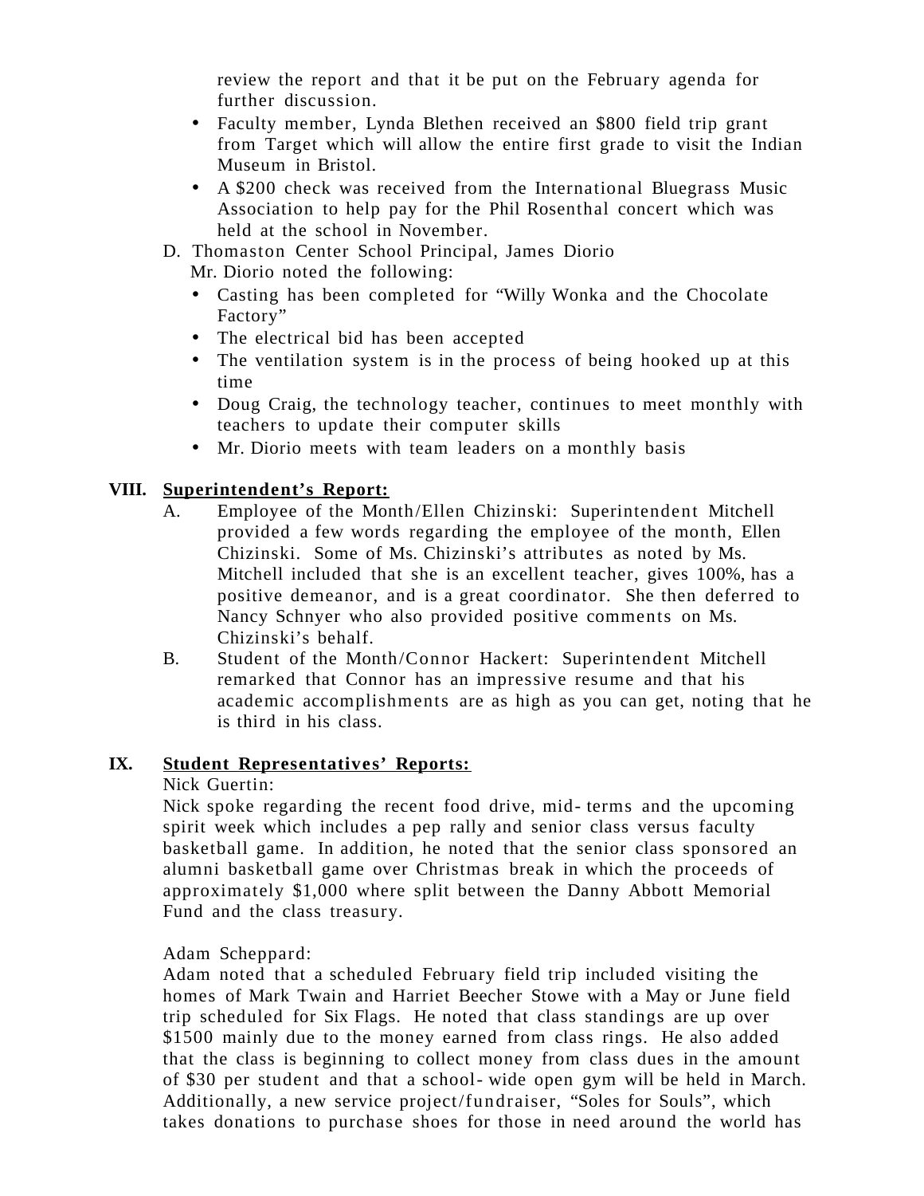review the report and that it be put on the February agenda for further discussion.

- Faculty member, Lynda Blethen received an $800 field trip grant from Target which will allow the entire first grade to visit the Indian Museum in Bristol.
- A $200 check was received from the International Bluegrass Music Association to help pay for the Phil Rosenthal concert which was held at the school in November.

D. Thomaston Center School Principal, James Diorio

Mr. Diorio noted the following:

- Casting has been completed for "Willy Wonka and the Chocolate Factory"
- The electrical bid has been accepted
- The ventilation system is in the process of being hooked up at this time
- Doug Craig, the technology teacher, continues to meet monthly with teachers to update their computer skills
- Mr. Diorio meets with team leaders on a monthly basis

**VIII. Superintendent's Report:**

A. Employee of the Month/Ellen Chizinski: Superintendent Mitchell provided a few words regarding the employee of the month, Ellen Chizinski. Some of Ms. Chizinski's attributes as noted by Ms. Mitchell included that she is an excellent teacher, gives 100%, has a positive demeanor, and is a great coordinator. She then deferred to Nancy Schnyer who also provided positive comments on Ms. Chizinski's behalf.

B. Student of the Month/Connor Hackert: Superintendent Mitchell remarked that Connor has an impressive resume and that his academic accomplishments are as high as you can get, noting that he is third in his class.

**IX. Student Representatives' Reports:**

Nick Guertin:

Nick spoke regarding the recent food drive, mid-terms and the upcoming spirit week which includes a pep rally and senior class versus faculty basketball game. In addition, he noted that the senior class sponsored an alumni basketball game over Christmas break in which the proceeds of approximately $1,000 where split between the Danny Abbott Memorial Fund and the class treasury.

Adam Scheppard:

Adam noted that a scheduled February field trip included visiting the homes of Mark Twain and Harriet Beecher Stowe with a May or June field trip scheduled for Six Flags. He noted that class standings are up over $1500 mainly due to the money earned from class rings. He also added that the class is beginning to collect money from class dues in the amount of $30 per student and that a school-wide open gym will be held in March. Additionally, a new service project/fundraiser, "Soles for Souls", which takes donations to purchase shoes for those in need around the world has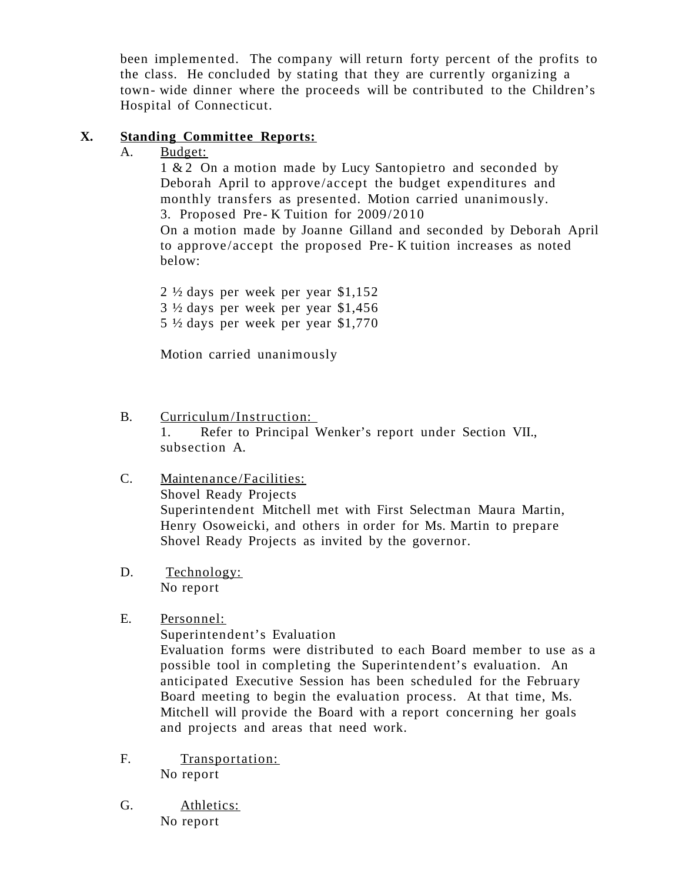been implemented. The company will return forty percent of the profits to the class. He concluded by stating that they are currently organizing a town-wide dinner where the proceeds will be contributed to the Children's Hospital of Connecticut.

**X. Standing Committee Reports:**

A. Budget:

1 & 2 On a motion made by Lucy Santopietro and seconded by Deborah April to approve/accept the budget expenditures and monthly transfers as presented. Motion carried unanimously.

3. Proposed Pre-K Tuition for 2009/2010

On a motion made by Joanne Gilland and seconded by Deborah April to approve/accept the proposed Pre-K tuition increases as noted below:

2 ½ days per week per year $1,152
3 ½ days per week per year $1,456
5 ½ days per week per year $1,770

Motion carried unanimously

B. Curriculum/Instruction:

1. Refer to Principal Wenker's report under Section VII., subsection A.

C. Maintenance/Facilities:

Shovel Ready Projects

Superintendent Mitchell met with First Selectman Maura Martin, Henry Osoweicki, and others in order for Ms. Martin to prepare Shovel Ready Projects as invited by the governor.

D. Technology:

No report

E. Personnel:

Superintendent's Evaluation

Evaluation forms were distributed to each Board member to use as a possible tool in completing the Superintendent's evaluation. An anticipated Executive Session has been scheduled for the February Board meeting to begin the evaluation process. At that time, Ms. Mitchell will provide the Board with a report concerning her goals and projects and areas that need work.

F. Transportation:

No report

G. Athletics:

No report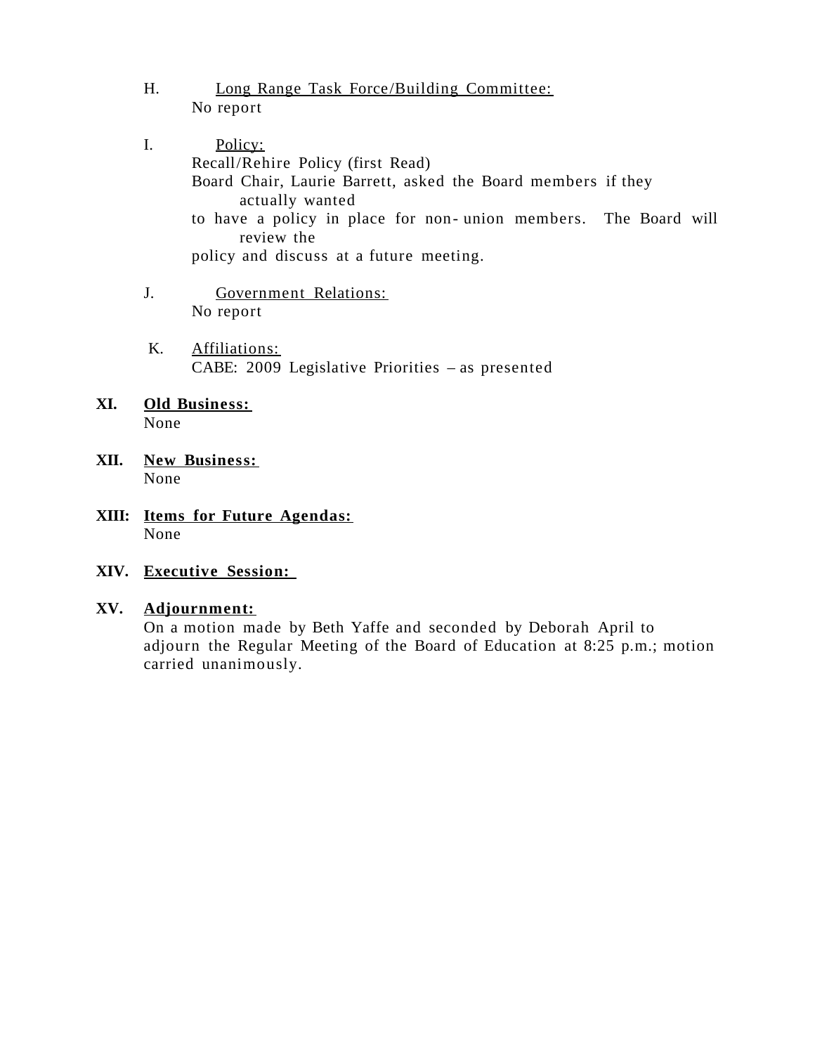H. Long Range Task Force/Building Committee:
No report

I. Policy:
Recall/Rehire Policy (first Read)
Board Chair, Laurie Barrett, asked the Board members if they actually wanted to have a policy in place for non- union members. The Board will review the policy and discuss at a future meeting.

J. Government Relations:
No report

K. Affiliations:
CABE: 2009 Legislative Priorities – as presented

**XI. Old Business:**
None

**XII. New Business:**
None

**XIII: Items for Future Agendas:**
None

**XIV. Executive Session:**

**XV. Adjournment:**
On a motion made by Beth Yaffe and seconded by Deborah April to adjourn the Regular Meeting of the Board of Education at 8:25 p.m.; motion carried unanimously.